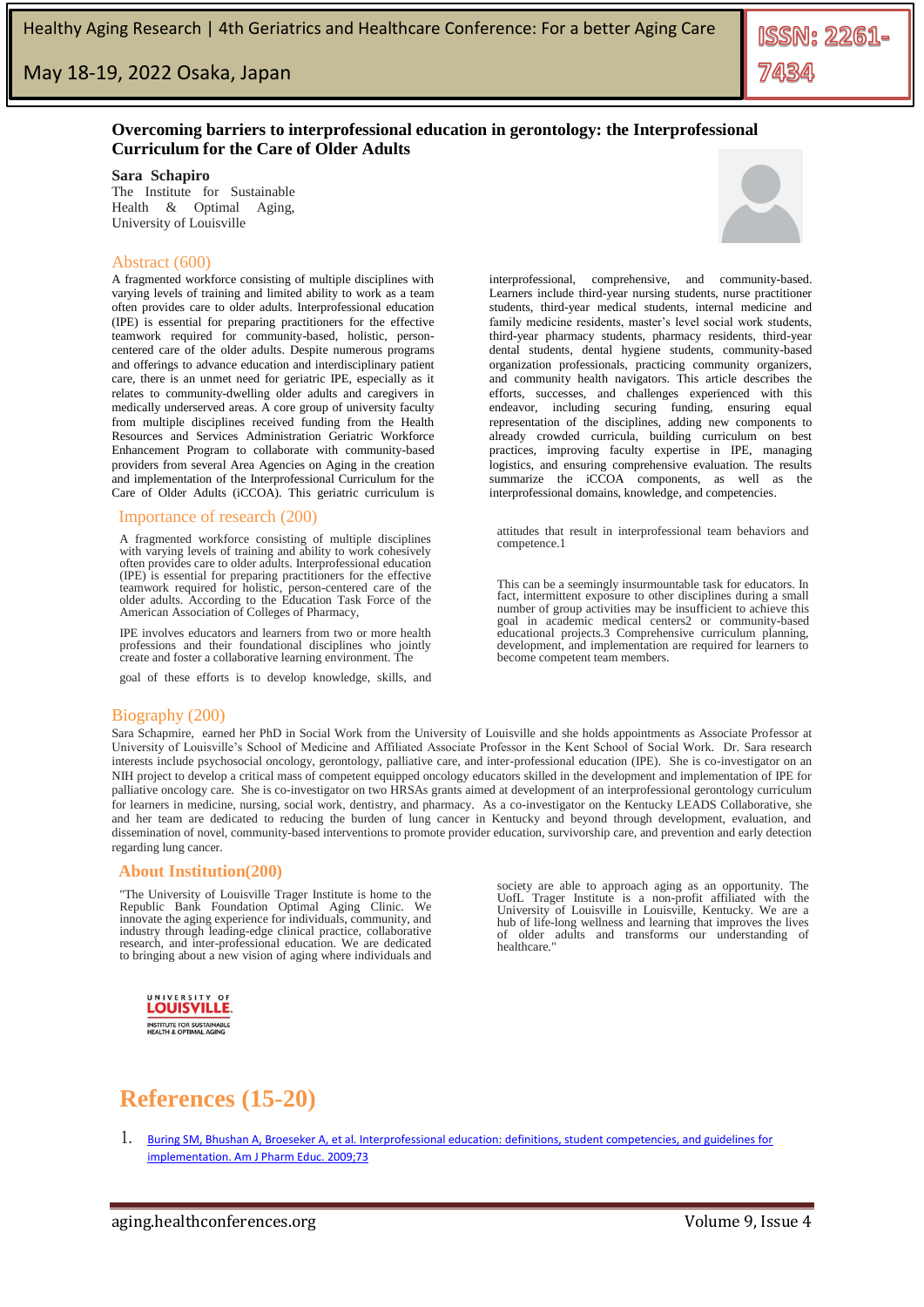# Overcoming barriers to interprofessional education in gerontology: the Interprofessional Curriculum for the Care of Older Adults

**Sara Schapiro**
The Institute for Sustainable Health & Optimal Aging, University of Louisville

## Abstract (600)

A fragmented workforce consisting of multiple disciplines with varying levels of training and limited ability to work as a team often provides care to older adults. Interprofessional education (IPE) is essential for preparing practitioners for the effective teamwork required for community-based, holistic, person-centered care of the older adults. Despite numerous programs and offerings to advance education and interdisciplinary patient care, there is an unmet need for geriatric IPE, especially as it relates to community-dwelling older adults and caregivers in medically underserved areas. A core group of university faculty from multiple disciplines received funding from the Health Resources and Services Administration Geriatric Workforce Enhancement Program to collaborate with community-based providers from several Area Agencies on Aging in the creation and implementation of the Interprofessional Curriculum for the Care of Older Adults (iCCOA). This geriatric curriculum is interprofessional, comprehensive, and community-based. Learners include third-year nursing students, nurse practitioner students, third-year medical students, internal medicine and family medicine residents, master's level social work students, third-year pharmacy students, pharmacy residents, third-year dental students, dental hygiene students, community-based organization professionals, practicing community organizers, and community health navigators. This article describes the efforts, successes, and challenges experienced with this endeavor, including securing funding, ensuring equal representation of the disciplines, adding new components to already crowded curricula, building curriculum on best practices, improving faculty expertise in IPE, managing logistics, and ensuring comprehensive evaluation. The results summarize the iCCOA components, as well as the interprofessional domains, knowledge, and competencies.

## Importance of research (200)

A fragmented workforce consisting of multiple disciplines with varying levels of training and ability to work cohesively often provides care to older adults. Interprofessional education (IPE) is essential for preparing practitioners for the effective teamwork required for holistic, person-centered care of the older adults. According to the Education Task Force of the American Association of Colleges of Pharmacy,

IPE involves educators and learners from two or more health professions and their foundational disciplines who jointly create and foster a collaborative learning environment. The goal of these efforts is to develop knowledge, skills, and attitudes that result in interprofessional team behaviors and competence.1

This can be a seemingly insurmountable task for educators. In fact, intermittent exposure to other disciplines during a small number of group activities may be insufficient to achieve this goal in academic medical centers2 or community-based educational projects.3 Comprehensive curriculum planning, development, and implementation are required for learners to become competent team members.

## Biography (200)

Sara Schapmire, earned her PhD in Social Work from the University of Louisville and she holds appointments as Associate Professor at University of Louisville's School of Medicine and Affiliated Associate Professor in the Kent School of Social Work. Dr. Sara research interests include psychosocial oncology, gerontology, palliative care, and inter-professional education (IPE). She is co-investigator on an NIH project to develop a critical mass of competent equipped oncology educators skilled in the development and implementation of IPE for palliative oncology care. She is co-investigator on two HRSAs grants aimed at development of an interprofessional gerontology curriculum for learners in medicine, nursing, social work, dentistry, and pharmacy. As a co-investigator on the Kentucky LEADS Collaborative, she and her team are dedicated to reducing the burden of lung cancer in Kentucky and beyond through development, evaluation, and dissemination of novel, community-based interventions to promote provider education, survivorship care, and prevention and early detection regarding lung cancer.

## About Institution(200)

"The University of Louisville Trager Institute is home to the Republic Bank Foundation Optimal Aging Clinic. We innovate the aging experience for individuals, community, and industry through leading-edge clinical practice, collaborative research, and inter-professional education. We are dedicated to bringing about a new vision of aging where individuals and society are able to approach aging as an opportunity. The UofL Trager Institute is a non-profit affiliated with the University of Louisville in Louisville, Kentucky. We are a hub of life-long wellness and learning that improves the lives of older adults and transforms our understanding of healthcare."

UNIVERSITY OF LOUISVILLE. INSTITUTE FOR SUSTAINABLE HEALTH & OPTIMAL AGING

## References (15-20)

1. Buring SM, Bhushan A, Broeseker A, et al. Interprofessional education: definitions, student competencies, and guidelines for implementation. Am J Pharm Educ. 2009;73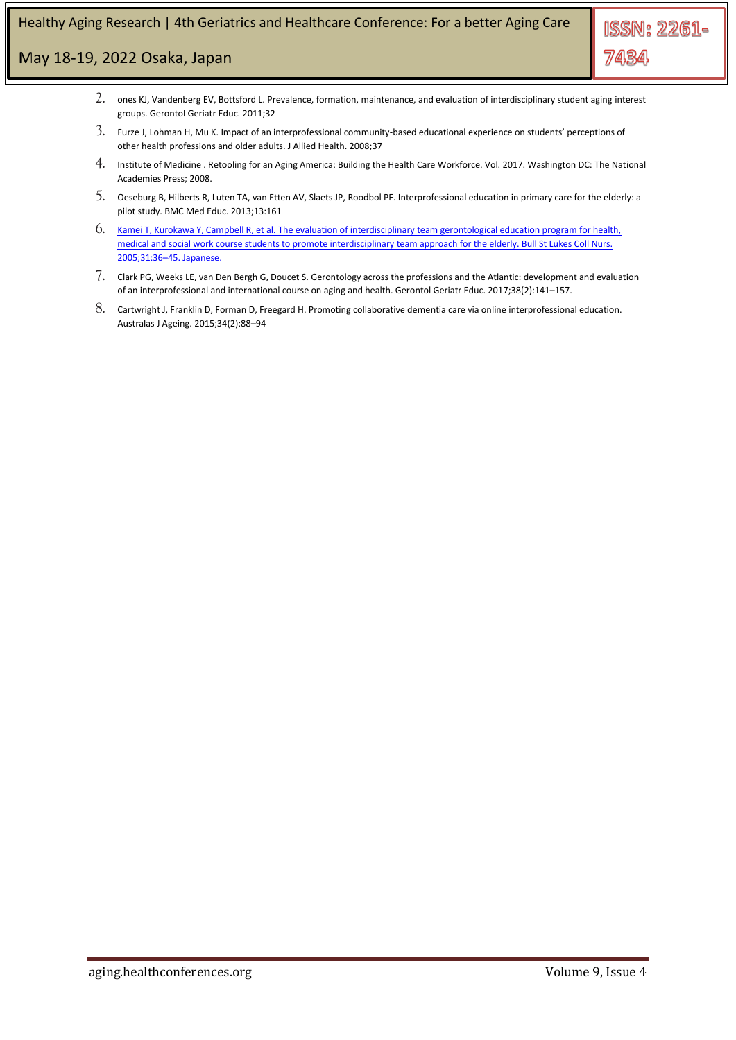2. ones KJ, Vandenberg EV, Bottsford L. Prevalence, formation, maintenance, and evaluation of interdisciplinary student aging interest groups. Gerontol Geriatr Educ. 2011;32
3. Furze J, Lohman H, Mu K. Impact of an interprofessional community-based educational experience on students' perceptions of other health professions and older adults. J Allied Health. 2008;37
4. Institute of Medicine . Retooling for an Aging America: Building the Health Care Workforce. Vol. 2017. Washington DC: The National Academies Press; 2008.
5. Oeseburg B, Hilberts R, Luten TA, van Etten AV, Slaets JP, Roodbol PF. Interprofessional education in primary care for the elderly: a pilot study. BMC Med Educ. 2013;13:161
6. Kamei T, Kurokawa Y, Campbell R, et al. The evaluation of interdisciplinary team gerontological education program for health, medical and social work course students to promote interdisciplinary team approach for the elderly. Bull St Lukes Coll Nurs. 2005;31:36–45. Japanese.
7. Clark PG, Weeks LE, van Den Bergh G, Doucet S. Gerontology across the professions and the Atlantic: development and evaluation of an interprofessional and international course on aging and health. Gerontol Geriatr Educ. 2017;38(2):141–157.
8. Cartwright J, Franklin D, Forman D, Freegard H. Promoting collaborative dementia care via online interprofessional education. Australas J Ageing. 2015;34(2):88–94